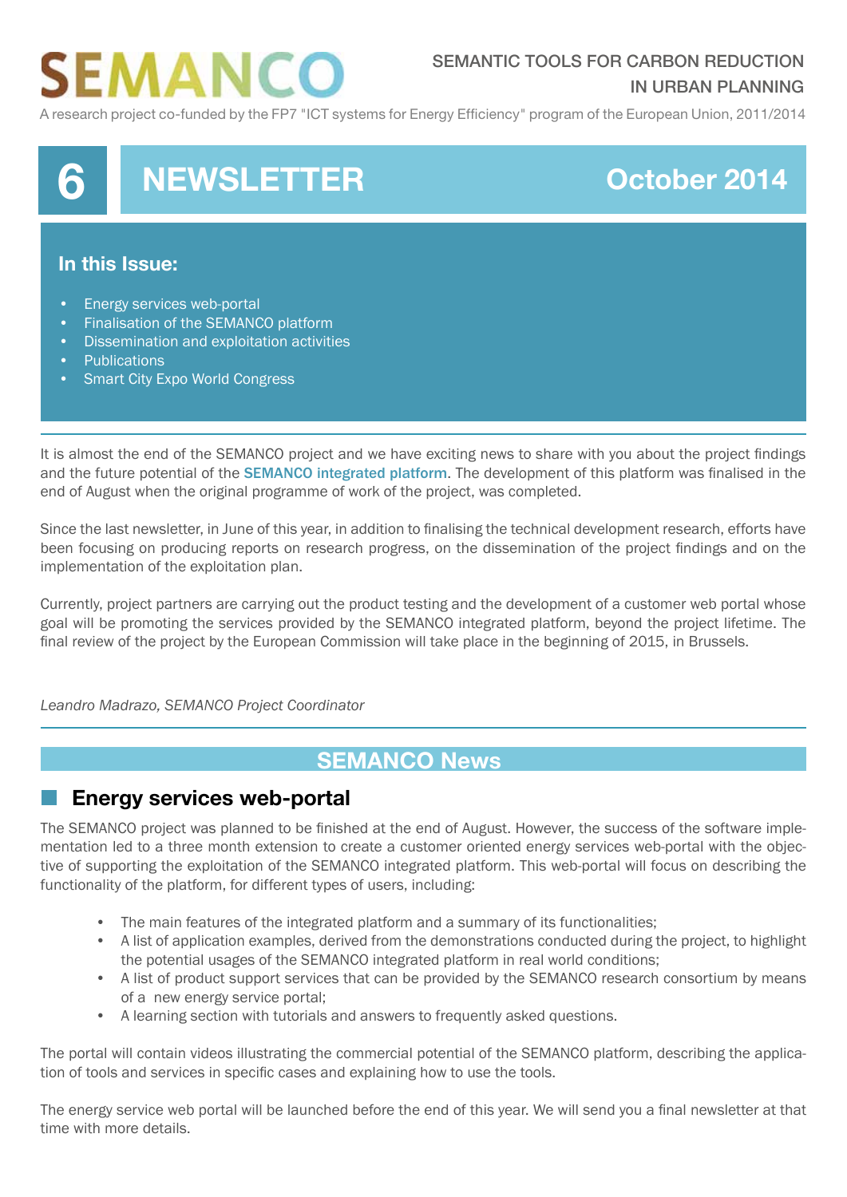# SEMANCO

SEMANTIC TOOLS FOR CARBON REDUCTION IN URBAN PLANNING

A research project co-funded by the FP7 "ICT systems for Energy Efficiency" program of the European Union, 2011/2014

# 6 NEWSLETTER October 2014

## In this Issue:

- Energy services web-portal
- Finalisation of the SEMANCO platform
- Dissemination and exploitation activities
- Publications
- Smart City Expo World Congress

It is almost the end of the SEMANCO project and we have exciting news to share with you about the project findings and the future potential of the **SEMANCO integrated platform**. The development of this platform was finalised in the end of August when the original programme of work of the project, was completed.

Since the last newsletter, in June of this year, in addition to finalising the technical development research, efforts have been focusing on producing reports on research progress, on the dissemination of the project findings and on the implementation of the exploitation plan.

Currently, project partners are carrying out the product testing and the development of a customer web portal whose goal will be promoting the services provided by the SEMANCO integrated platform, beyond the project lifetime. The final review of the project by the European Commission will take place in the beginning of 2015, in Brussels.

*Leandro Madrazo, SEMANCO Project Coordinator*

## SEMANCO News

### Energy services web-portal

The SEMANCO project was planned to be finished at the end of August. However, the success of the software implementation led to a three month extension to create a customer oriented energy services web-portal with the objective of supporting the exploitation of the SEMANCO integrated platform. This web-portal will focus on describing the functionality of the platform, for different types of users, including:

- The main features of the integrated platform and a summary of its functionalities;
- A list of application examples, derived from the demonstrations conducted during the project, to highlight the potential usages of the SEMANCO integrated platform in real world conditions;
- A list of product support services that can be provided by the SEMANCO research consortium by means of a new energy service portal;
- A learning section with tutorials and answers to frequently asked questions.

The portal will contain videos illustrating the commercial potential of the SEMANCO platform, describing the application of tools and services in specific cases and explaining how to use the tools.

The energy service web portal will be launched before the end of this year. We will send you a final newsletter at that time with more details.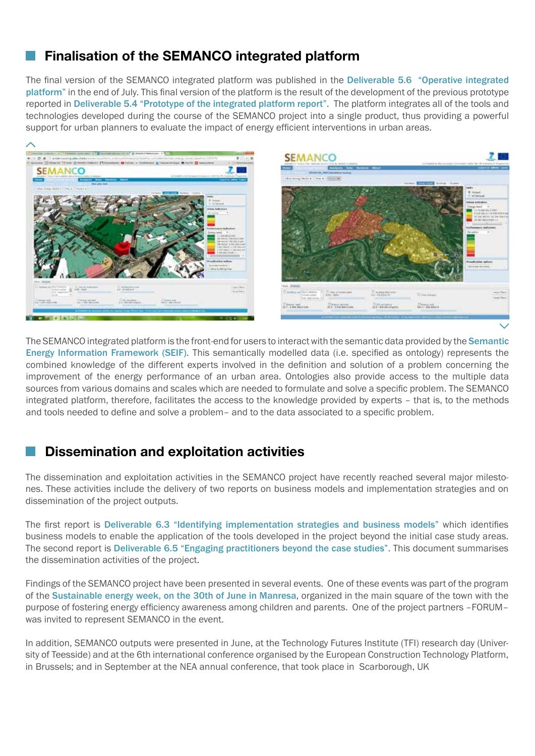## Finalisation of the SEMANCO integrated platform

The final version of the SEMANCO integrated platform was published in the Deliverable 5.6 "Operative integrated platform" in the end of July. This final version of the platform is the result of the development of the previous prototype reported in Deliverable 5.4 "Prototype of the integrated platform report". The platform integrates all of the tools and technologies developed during the course of the SEMANCO project into a single product, thus providing a powerful support for urban planners to evaluate the impact of energy efficient interventions in urban areas.

The SEMANCO integrated platform is the front-end for users to interact with the semantic data provided by the Semantic Energy Information Framework (SEIF). This semantically modelled data (i.e. specified as ontology) represents the combined knowledge of the different experts involved in the definition and solution of a problem concerning the improvement of the energy performance of an urban area. Ontologies also provide access to the multiple data sources from various domains and scales which are needed to formulate and solve a specific problem. The SEMANCO integrated platform, therefore, facilitates the access to the knowledge provided by experts – that is, to the methods and tools needed to define and solve a problem– and to the data associated to a specific problem.

## Dissemination and exploitation activities

The dissemination and exploitation activities in the SEMANCO project have recently reached several major milestones. These activities include the delivery of two reports on business models and implementation strategies and on dissemination of the project outputs.

The first report is Deliverable 6.3 "Identifying implementation strategies and business models" which identifies business models to enable the application of the tools developed in the project beyond the initial case study areas. The second report is Deliverable 6.5 "Engaging practitioners beyond the case studies". This document summarises the dissemination activities of the project.

Findings of the SEMANCO project have been presented in several events. One of these events was part of the program of the Sustainable energy week, on the 30th of June in Manresa, organized in the main square of the town with the purpose of fostering energy efficiency awareness among children and parents. One of the project partners –FORUM– was invited to represent SEMANCO in the event.

In addition, SEMANCO outputs were presented in June, at the Technology Futures Institute (TFI) research day (University of Teesside) and at the 6th international conference organised by the European Construction Technology Platform, in Brussels; and in September at the NEA annual conference, that took place in Scarborough, UK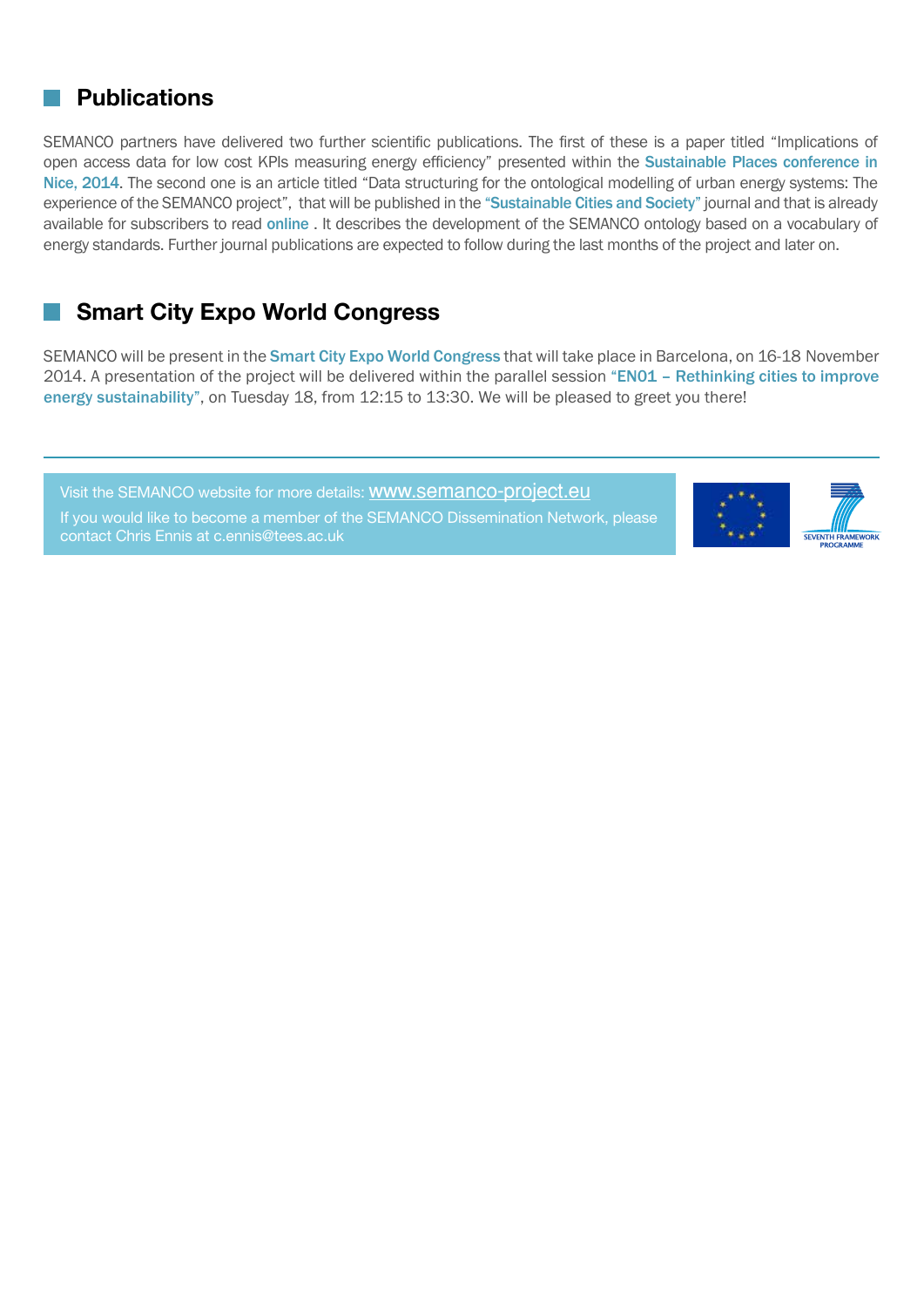## Publications

SEMANCO partners have delivered two further scientific publications. The first of these is a paper titled "Implications of open access data for low cost KPIs measuring energy efficiency" presented within the Sustainable Places conference in Nice, 2014. The second one is an article titled "Data structuring for the ontological modelling of urban energy systems: The experience of the SEMANCO project", that will be published in the "Sustainable Cities and Society" journal and that is already available for subscribers to read online . It describes the development of the SEMANCO ontology based on a vocabulary of energy standards. Further journal publications are expected to follow during the last months of the project and later on.

## Smart City Expo World Congress

SEMANCO will be present in the Smart City Expo World Congress that will take place in Barcelona, on 16-18 November 2014. A presentation of the project will be delivered within the parallel session "EN01 – Rethinking cities to improve energy sustainability", on Tuesday 18, from 12:15 to 13:30. We will be pleased to greet you there!

---

Visit the SEMANCO website for more details: www.semanco-project.eu
If you would like to become a member of the SEMANCO Dissemination Network, please contact Chris Ennis at c.ennis@tees.ac.uk

SEVENTH FRAMEWORK PROGRAMME